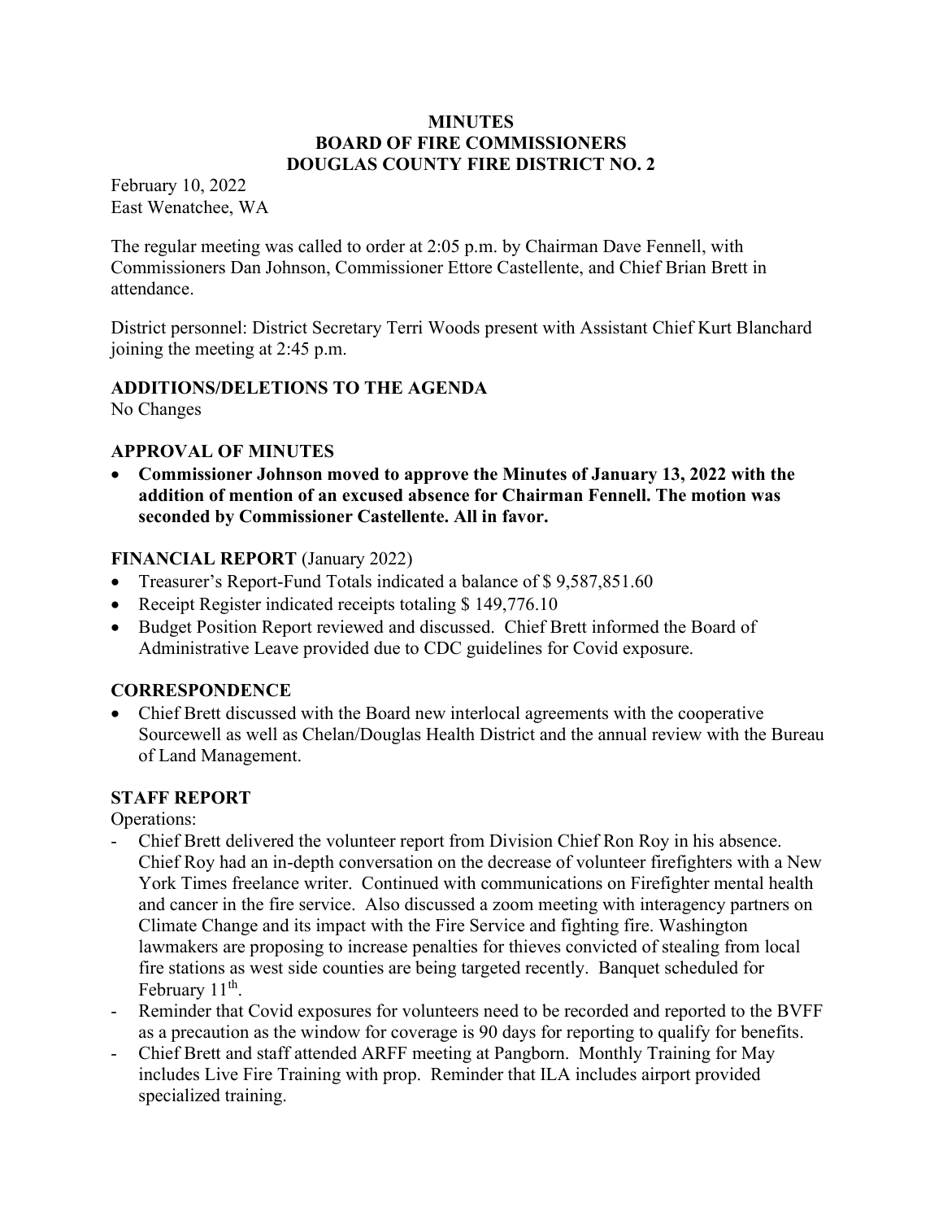# MINUTES
## BOARD OF FIRE COMMISSIONERS
## DOUGLAS COUNTY FIRE DISTRICT NO. 2

February 10, 2022
East Wenatchee, WA

The regular meeting was called to order at 2:05 p.m. by Chairman Dave Fennell, with Commissioners Dan Johnson, Commissioner Ettore Castellente, and Chief Brian Brett in attendance.

District personnel: District Secretary Terri Woods present with Assistant Chief Kurt Blanchard joining the meeting at 2:45 p.m.

### ADDITIONS/DELETIONS TO THE AGENDA

No Changes

### APPROVAL OF MINUTES

- **Commissioner Johnson moved to approve the Minutes of January 13, 2022 with the addition of mention of an excused absence for Chairman Fennell. The motion was seconded by Commissioner Castellente. All in favor.**

### FINANCIAL REPORT (January 2022)

- Treasurer's Report-Fund Totals indicated a balance of $ 9,587,851.60
- Receipt Register indicated receipts totaling $ 149,776.10
- Budget Position Report reviewed and discussed. Chief Brett informed the Board of Administrative Leave provided due to CDC guidelines for Covid exposure.

### CORRESPONDENCE

- Chief Brett discussed with the Board new interlocal agreements with the cooperative Sourcewell as well as Chelan/Douglas Health District and the annual review with the Bureau of Land Management.

### STAFF REPORT

Operations:

- Chief Brett delivered the volunteer report from Division Chief Ron Roy in his absence. Chief Roy had an in-depth conversation on the decrease of volunteer firefighters with a New York Times freelance writer. Continued with communications on Firefighter mental health and cancer in the fire service. Also discussed a zoom meeting with interagency partners on Climate Change and its impact with the Fire Service and fighting fire. Washington lawmakers are proposing to increase penalties for thieves convicted of stealing from local fire stations as west side counties are being targeted recently. Banquet scheduled for February 11th.
- Reminder that Covid exposures for volunteers need to be recorded and reported to the BVFF as a precaution as the window for coverage is 90 days for reporting to qualify for benefits.
- Chief Brett and staff attended ARFF meeting at Pangborn. Monthly Training for May includes Live Fire Training with prop. Reminder that ILA includes airport provided specialized training.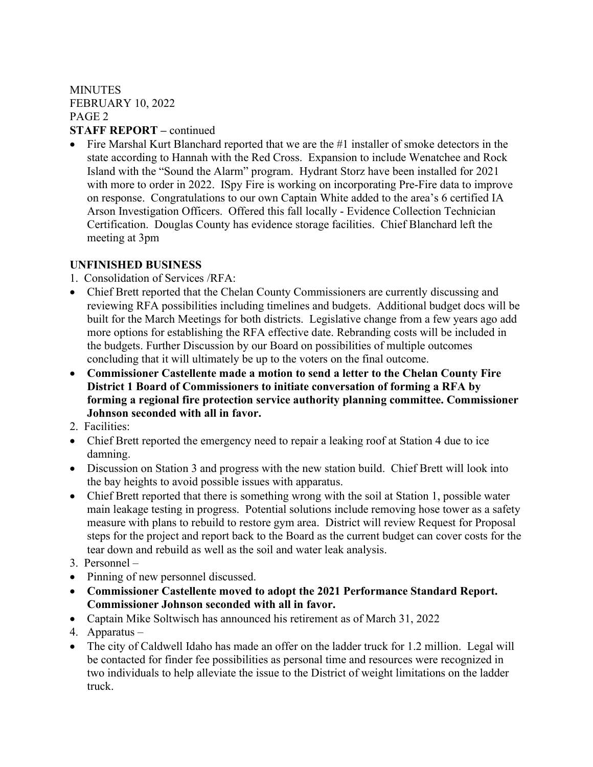MINUTES
FEBRUARY 10, 2022
PAGE 2

**STAFF REPORT –** continued

- Fire Marshal Kurt Blanchard reported that we are the #1 installer of smoke detectors in the state according to Hannah with the Red Cross. Expansion to include Wenatchee and Rock Island with the "Sound the Alarm" program. Hydrant Storz have been installed for 2021 with more to order in 2022. ISpy Fire is working on incorporating Pre-Fire data to improve on response. Congratulations to our own Captain White added to the area's 6 certified IA Arson Investigation Officers. Offered this fall locally - Evidence Collection Technician Certification. Douglas County has evidence storage facilities. Chief Blanchard left the meeting at 3pm

**UNFINISHED BUSINESS**

1. Consolidation of Services /RFA:

- Chief Brett reported that the Chelan County Commissioners are currently discussing and reviewing RFA possibilities including timelines and budgets. Additional budget docs will be built for the March Meetings for both districts. Legislative change from a few years ago add more options for establishing the RFA effective date. Rebranding costs will be included in the budgets. Further Discussion by our Board on possibilities of multiple outcomes concluding that it will ultimately be up to the voters on the final outcome.
- **Commissioner Castellente made a motion to send a letter to the Chelan County Fire District 1 Board of Commissioners to initiate conversation of forming a RFA by forming a regional fire protection service authority planning committee. Commissioner Johnson seconded with all in favor.**

2. Facilities:

- Chief Brett reported the emergency need to repair a leaking roof at Station 4 due to ice damning.
- Discussion on Station 3 and progress with the new station build. Chief Brett will look into the bay heights to avoid possible issues with apparatus.
- Chief Brett reported that there is something wrong with the soil at Station 1, possible water main leakage testing in progress. Potential solutions include removing hose tower as a safety measure with plans to rebuild to restore gym area. District will review Request for Proposal steps for the project and report back to the Board as the current budget can cover costs for the tear down and rebuild as well as the soil and water leak analysis.

3. Personnel –

- Pinning of new personnel discussed.
- **Commissioner Castellente moved to adopt the 2021 Performance Standard Report. Commissioner Johnson seconded with all in favor.**
- Captain Mike Soltwisch has announced his retirement as of March 31, 2022

4. Apparatus –

- The city of Caldwell Idaho has made an offer on the ladder truck for 1.2 million. Legal will be contacted for finder fee possibilities as personal time and resources were recognized in two individuals to help alleviate the issue to the District of weight limitations on the ladder truck.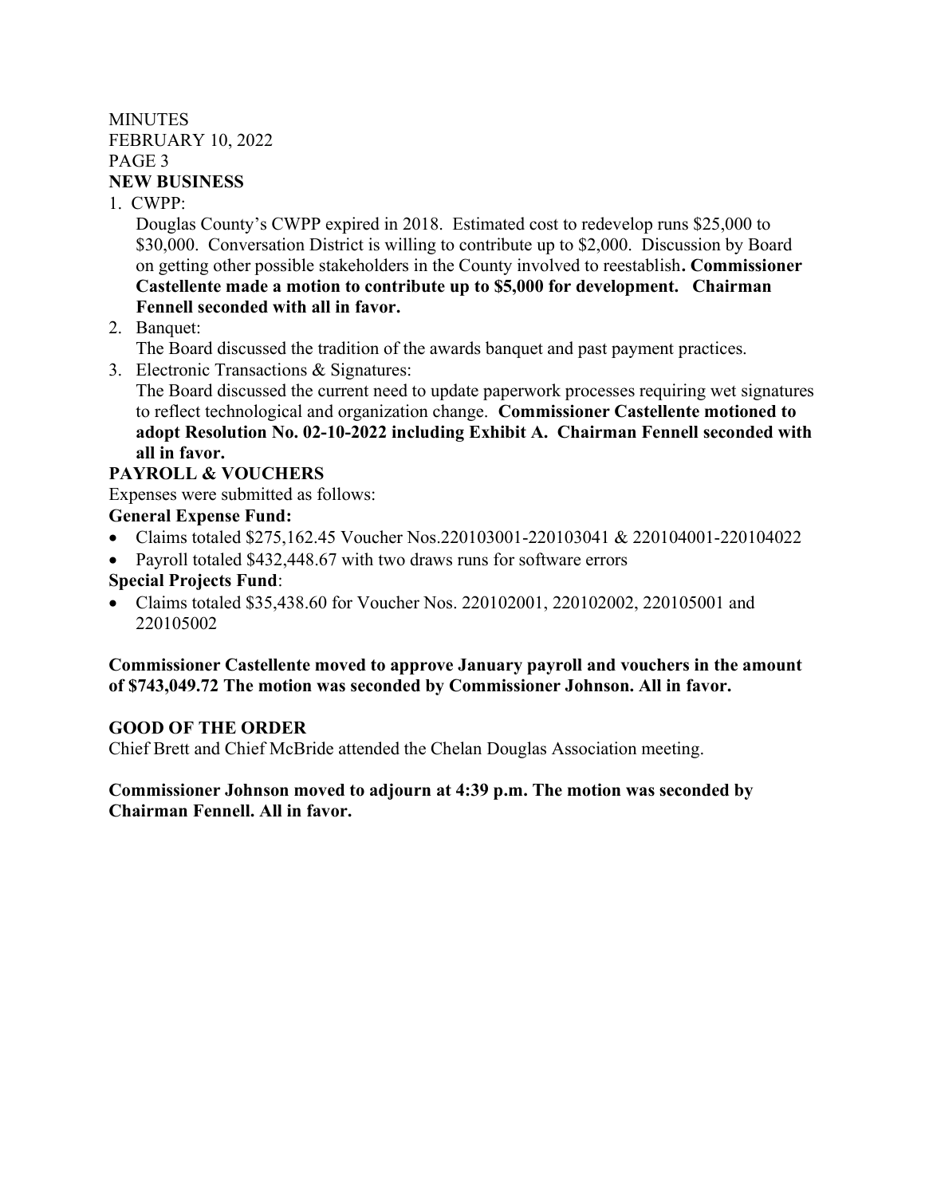MINUTES
FEBRUARY 10, 2022
PAGE 3

**NEW BUSINESS**

1. CWPP:
   Douglas County's CWPP expired in 2018. Estimated cost to redevelop runs $25,000 to $30,000. Conversation District is willing to contribute up to $2,000. Discussion by Board on getting other possible stakeholders in the County involved to reestablish**. Commissioner Castellente made a motion to contribute up to $5,000 for development. Chairman Fennell seconded with all in favor.**
2. Banquet:
   The Board discussed the tradition of the awards banquet and past payment practices.
3. Electronic Transactions & Signatures:
   The Board discussed the current need to update paperwork processes requiring wet signatures to reflect technological and organization change. **Commissioner Castellente motioned to adopt Resolution No. 02-10-2022 including Exhibit A. Chairman Fennell seconded with all in favor.**

**PAYROLL & VOUCHERS**

Expenses were submitted as follows:

**General Expense Fund:**

- Claims totaled $275,162.45 Voucher Nos.220103001-220103041 & 220104001-220104022
- Payroll totaled $432,448.67 with two draws runs for software errors

**Special Projects Fund**:

- Claims totaled $35,438.60 for Voucher Nos. 220102001, 220102002, 220105001 and 220105002

**Commissioner Castellente moved to approve January payroll and vouchers in the amount of $743,049.72 The motion was seconded by Commissioner Johnson. All in favor.**

**GOOD OF THE ORDER**

Chief Brett and Chief McBride attended the Chelan Douglas Association meeting.

**Commissioner Johnson moved to adjourn at 4:39 p.m. The motion was seconded by Chairman Fennell. All in favor.**